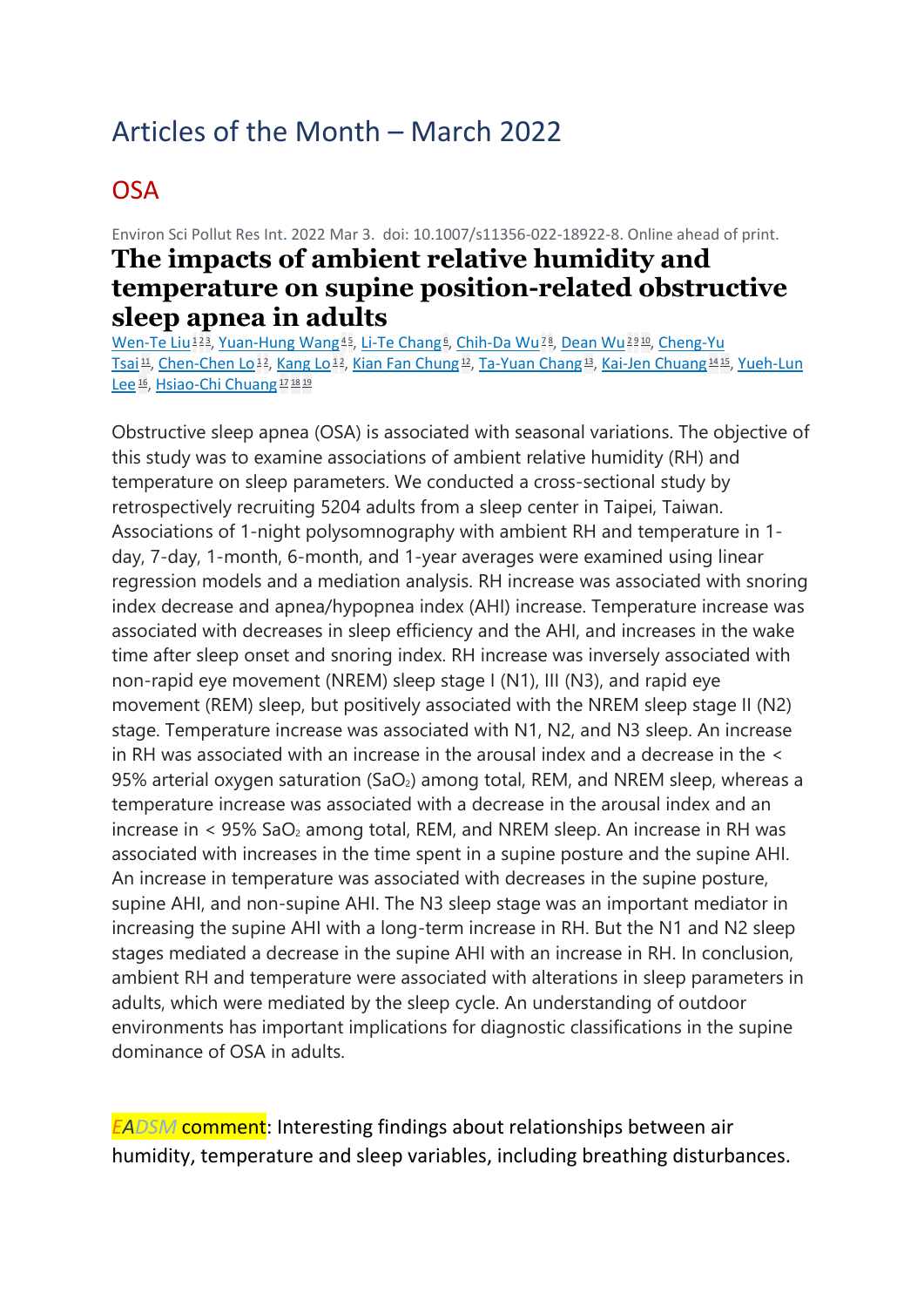# Articles of the Month – March 2022

## OSA

Environ Sci Pollut Res Int. 2022 Mar 3. doi: 10.1007/s11356-022-18922-8. Online ahead of print.

### The impacts of ambient relative humidity and temperature on supine position-related obstructive sleep apnea in adults

Wen-Te Liu[1 2 3], Yuan-Hung Wang[4 5], Li-Te Chang[6], Chih-Da Wu[7 8], Dean Wu[2 9 10], Cheng-Yu Tsai[11], Chen-Chen Lo[1 2], Kang Lo[1 2], Kian Fan Chung[12], Ta-Yuan Chang[13], Kai-Jen Chuang[14 15], Yueh-Lun Lee[16], Hsiao-Chi Chuang[17 18 19]

Obstructive sleep apnea (OSA) is associated with seasonal variations. The objective of this study was to examine associations of ambient relative humidity (RH) and temperature on sleep parameters. We conducted a cross-sectional study by retrospectively recruiting 5204 adults from a sleep center in Taipei, Taiwan. Associations of 1-night polysomnography with ambient RH and temperature in 1-day, 7-day, 1-month, 6-month, and 1-year averages were examined using linear regression models and a mediation analysis. RH increase was associated with snoring index decrease and apnea/hypopnea index (AHI) increase. Temperature increase was associated with decreases in sleep efficiency and the AHI, and increases in the wake time after sleep onset and snoring index. RH increase was inversely associated with non-rapid eye movement (NREM) sleep stage I (N1), III (N3), and rapid eye movement (REM) sleep, but positively associated with the NREM sleep stage II (N2) stage. Temperature increase was associated with N1, N2, and N3 sleep. An increase in RH was associated with an increase in the arousal index and a decrease in the < 95% arterial oxygen saturation ($SaO_2$) among total, REM, and NREM sleep, whereas a temperature increase was associated with a decrease in the arousal index and an increase in < 95% $SaO_2$ among total, REM, and NREM sleep. An increase in RH was associated with increases in the time spent in a supine posture and the supine AHI. An increase in temperature was associated with decreases in the supine posture, supine AHI, and non-supine AHI. The N3 sleep stage was an important mediator in increasing the supine AHI with a long-term increase in RH. But the N1 and N2 sleep stages mediated a decrease in the supine AHI with an increase in RH. In conclusion, ambient RH and temperature were associated with alterations in sleep parameters in adults, which were mediated by the sleep cycle. An understanding of outdoor environments has important implications for diagnostic classifications in the supine dominance of OSA in adults.

*EADSM* comment: Interesting findings about relationships between air humidity, temperature and sleep variables, including breathing disturbances.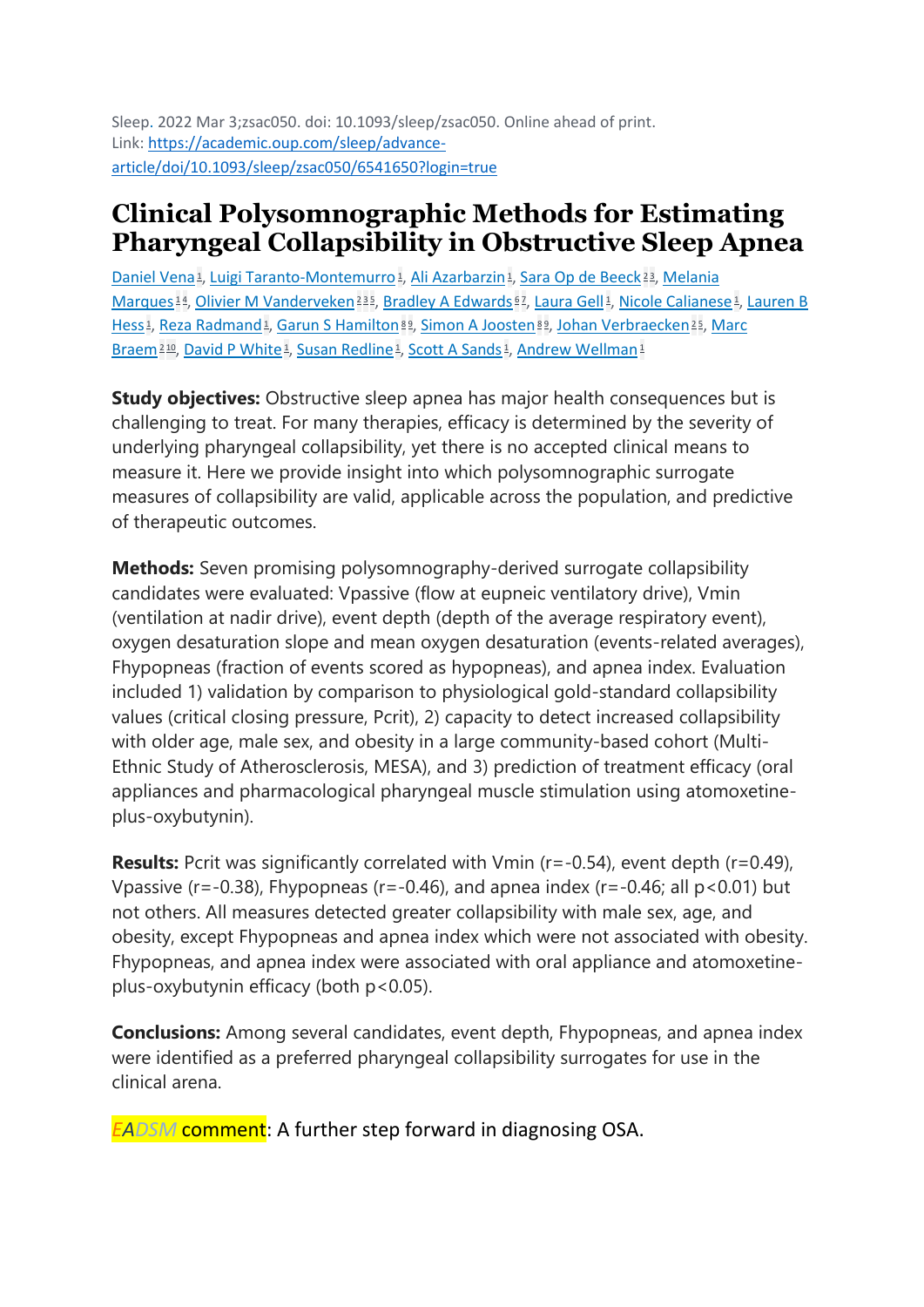Sleep. 2022 Mar 3;zsac050. doi: 10.1093/sleep/zsac050. Online ahead of print.
Link: https://academic.oup.com/sleep/advance-article/doi/10.1093/sleep/zsac050/6541650?login=true

# Clinical Polysomnographic Methods for Estimating Pharyngeal Collapsibility in Obstructive Sleep Apnea

Daniel Vena[1], Luigi Taranto-Montemurro[1], Ali Azarbarzin[1], Sara Op de Beeck[2,3], Melania Marques[1,4], Olivier M Vanderveken[2,3,5], Bradley A Edwards[6,7], Laura Gell[1], Nicole Calianese[1], Lauren B Hess[1], Reza Radmand[1], Garun S Hamilton[8,9], Simon A Joosten[8,9], Johan Verbraecken[2,5], Marc Braem[2,10], David P White[1], Susan Redline[1], Scott A Sands[1], Andrew Wellman[1]

**Study objectives:** Obstructive sleep apnea has major health consequences but is challenging to treat. For many therapies, efficacy is determined by the severity of underlying pharyngeal collapsibility, yet there is no accepted clinical means to measure it. Here we provide insight into which polysomnographic surrogate measures of collapsibility are valid, applicable across the population, and predictive of therapeutic outcomes.

**Methods:** Seven promising polysomnography-derived surrogate collapsibility candidates were evaluated: Vpassive (flow at eupneic ventilatory drive), Vmin (ventilation at nadir drive), event depth (depth of the average respiratory event), oxygen desaturation slope and mean oxygen desaturation (events-related averages), Fhypopneas (fraction of events scored as hypopneas), and apnea index. Evaluation included 1) validation by comparison to physiological gold-standard collapsibility values (critical closing pressure, Pcrit), 2) capacity to detect increased collapsibility with older age, male sex, and obesity in a large community-based cohort (Multi-Ethnic Study of Atherosclerosis, MESA), and 3) prediction of treatment efficacy (oral appliances and pharmacological pharyngeal muscle stimulation using atomoxetine-plus-oxybutynin).

**Results:** Pcrit was significantly correlated with Vmin (r=-0.54), event depth (r=0.49), Vpassive (r=-0.38), Fhypopneas (r=-0.46), and apnea index (r=-0.46; all p<0.01) but not others. All measures detected greater collapsibility with male sex, age, and obesity, except Fhypopneas and apnea index which were not associated with obesity. Fhypopneas, and apnea index were associated with oral appliance and atomoxetine-plus-oxybutynin efficacy (both p<0.05).

**Conclusions:** Among several candidates, event depth, Fhypopneas, and apnea index were identified as a preferred pharyngeal collapsibility surrogates for use in the clinical arena.

EADSM comment: A further step forward in diagnosing OSA.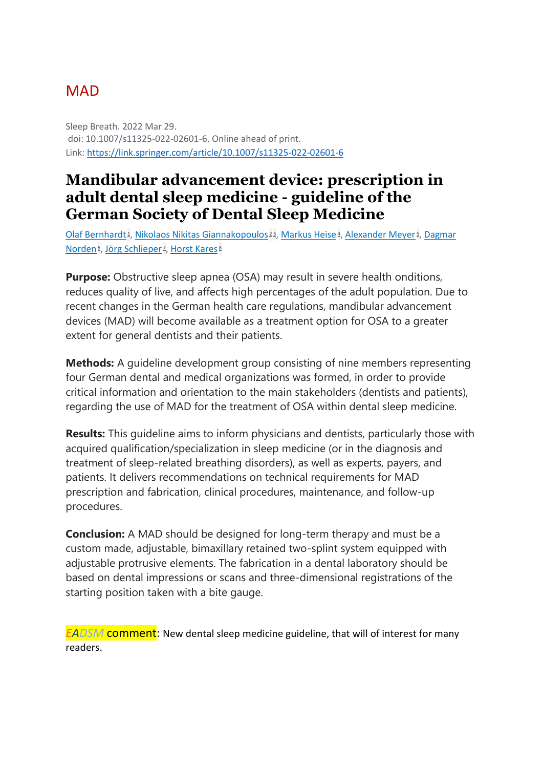# MAD

Sleep Breath. 2022 Mar 29.
doi: 10.1007/s11325-022-02601-6. Online ahead of print.
Link: https://link.springer.com/article/10.1007/s11325-022-02601-6

## Mandibular advancement device: prescription in adult dental sleep medicine - guideline of the German Society of Dental Sleep Medicine

Olaf Bernhardt[1], Nikolaos Nikitas Giannakopoulos[2,3], Markus Heise[4], Alexander Meyer[5], Dagmar Norden[6], Jörg Schlieper[7], Horst Kares[8]

**Purpose:** Obstructive sleep apnea (OSA) may result in severe health onditions, reduces quality of live, and affects high percentages of the adult population. Due to recent changes in the German health care regulations, mandibular advancement devices (MAD) will become available as a treatment option for OSA to a greater extent for general dentists and their patients.

**Methods:** A guideline development group consisting of nine members representing four German dental and medical organizations was formed, in order to provide critical information and orientation to the main stakeholders (dentists and patients), regarding the use of MAD for the treatment of OSA within dental sleep medicine.

**Results:** This guideline aims to inform physicians and dentists, particularly those with acquired qualification/specialization in sleep medicine (or in the diagnosis and treatment of sleep-related breathing disorders), as well as experts, payers, and patients. It delivers recommendations on technical requirements for MAD prescription and fabrication, clinical procedures, maintenance, and follow-up procedures.

**Conclusion:** A MAD should be designed for long-term therapy and must be a custom made, adjustable, bimaxillary retained two-splint system equipped with adjustable protrusive elements. The fabrication in a dental laboratory should be based on dental impressions or scans and three-dimensional registrations of the starting position taken with a bite gauge.

EADSM comment: New dental sleep medicine guideline, that will of interest for many readers.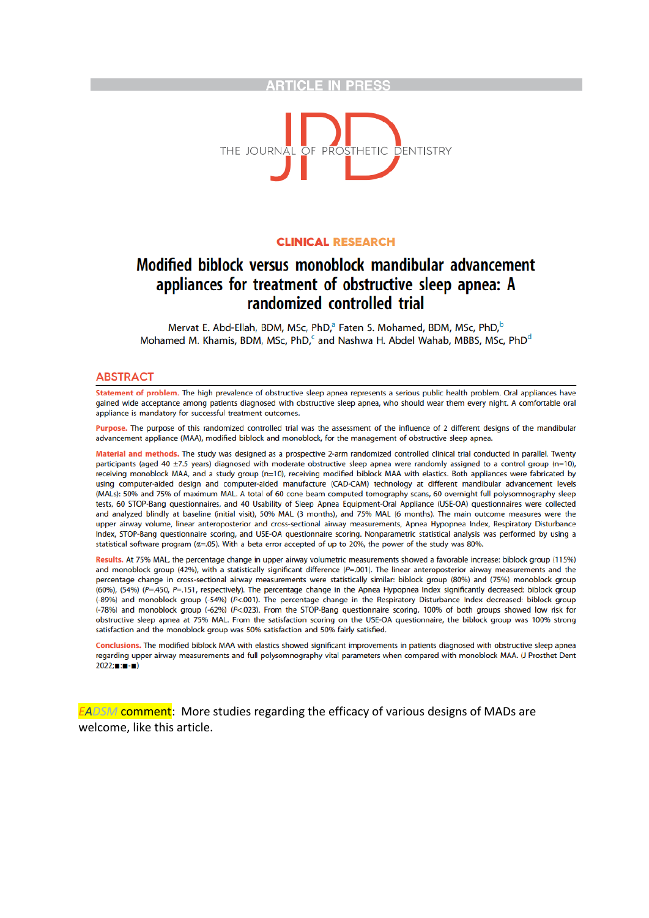ARTICLE IN PRESS

THE JOURNAL OF PROSTHETIC DENTISTRY

CLINICAL RESEARCH

# Modified biblock versus monoblock mandibular advancement appliances for treatment of obstructive sleep apnea: A randomized controlled trial

Mervat E. Abd-Ellah, BDM, MSc, PhD,[a] Faten S. Mohamed, BDM, MSc, PhD,[b] Mohamed M. Khamis, BDM, MSc, PhD,[c] and Nashwa H. Abdel Wahab, MBBS, MSc, PhD[d]

## ABSTRACT

**Statement of problem.** The high prevalence of obstructive sleep apnea represents a serious public health problem. Oral appliances have gained wide acceptance among patients diagnosed with obstructive sleep apnea, who should wear them every night. A comfortable oral appliance is mandatory for successful treatment outcomes.

**Purpose.** The purpose of this randomized controlled trial was the assessment of the influence of 2 different designs of the mandibular advancement appliance (MAA), modified biblock and monoblock, for the management of obstructive sleep apnea.

**Material and methods.** The study was designed as a prospective 2-arm randomized controlled clinical trial conducted in parallel. Twenty participants (aged 40 ±7.5 years) diagnosed with moderate obstructive sleep apnea were randomly assigned to a control group (n=10), receiving monoblock MAA, and a study group (n=10), receiving modified biblock MAA with elastics. Both appliances were fabricated by using computer-aided design and computer-aided manufacture (CAD-CAM) technology at different mandibular advancement levels (MALs): 50% and 75% of maximum MAL. A total of 60 cone beam computed tomography scans, 60 overnight full polysomnography sleep tests, 60 STOP-Bang questionnaires, and 40 Usability of Sleep Apnea Equipment-Oral Appliance (USE-OA) questionnaires were collected and analyzed blindly at baseline (initial visit), 50% MAL (3 months), and 75% MAL (6 months). The main outcome measures were the upper airway volume, linear anteroposterior and cross-sectional airway measurements, Apnea Hypopnea Index, Respiratory Disturbance Index, STOP-Bang questionnaire scoring, and USE-OA questionnaire scoring. Nonparametric statistical analysis was performed by using a statistical software program ($\alpha$=.05). With a beta error accepted of up to 20%, the power of the study was 80%.

**Results.** At 75% MAL, the percentage change in upper airway volumetric measurements showed a favorable increase: biblock group (115%) and monoblock group (42%), with a statistically significant difference ($P$=.001). The linear anteroposterior airway measurements and the percentage change in cross-sectional airway measurements were statistically similar: biblock group (80%) and (75%) monoblock group (60%), (54%) ($P$=.450, $P$=.151, respectively). The percentage change in the Apnea Hypopnea Index significantly decreased: biblock group (-89%) and monoblock group (-54%) ($P$<.001). The percentage change in the Respiratory Disturbance Index decreased: biblock group (-78%) and monoblock group (-62%) ($P$<.023). From the STOP-Bang questionnaire scoring, 100% of both groups showed low risk for obstructive sleep apnea at 75% MAL. From the satisfaction scoring on the USE-OA questionnaire, the biblock group was 100% strong satisfaction and the monoblock group was 50% satisfaction and 50% fairly satisfied.

**Conclusions.** The modified biblock MAA with elastics showed significant improvements in patients diagnosed with obstructive sleep apnea regarding upper airway measurements and full polysomnography vital parameters when compared with monoblock MAA. (J Prosthet Dent 2022;■:■-■)

EADSM comment: More studies regarding the efficacy of various designs of MADs are welcome, like this article.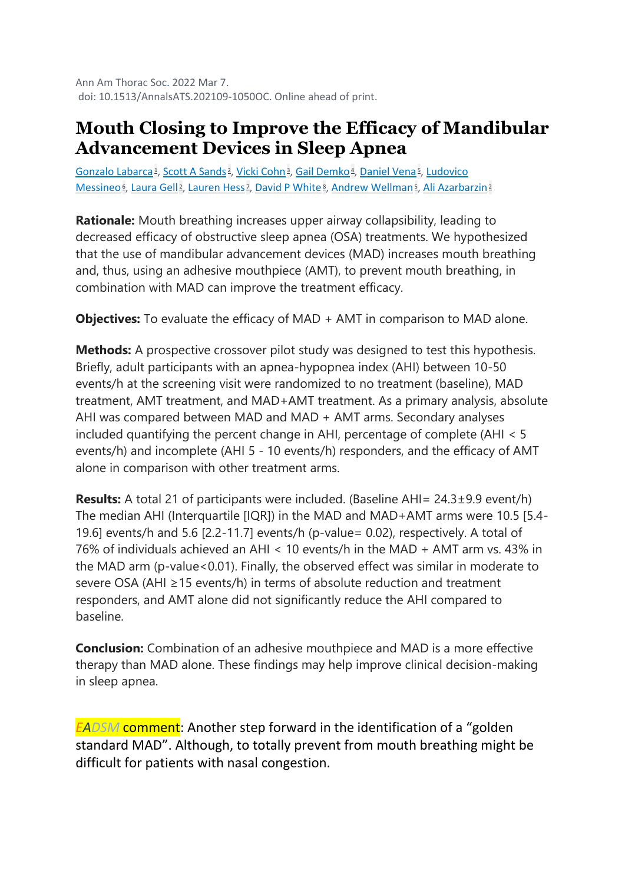Ann Am Thorac Soc. 2022 Mar 7.
doi: 10.1513/AnnalsATS.202109-1050OC. Online ahead of print.

# Mouth Closing to Improve the Efficacy of Mandibular Advancement Devices in Sleep Apnea

Gonzalo Labarca[1], Scott A Sands[2], Vicki Cohn[3], Gail Demko[4], Daniel Vena[5], Ludovico Messineo[6], Laura Gell[2], Lauren Hess[7], David P White[8], Andrew Wellman[5], Ali Azarbarzin[2]

**Rationale:** Mouth breathing increases upper airway collapsibility, leading to decreased efficacy of obstructive sleep apnea (OSA) treatments. We hypothesized that the use of mandibular advancement devices (MAD) increases mouth breathing and, thus, using an adhesive mouthpiece (AMT), to prevent mouth breathing, in combination with MAD can improve the treatment efficacy.

**Objectives:** To evaluate the efficacy of MAD + AMT in comparison to MAD alone.

**Methods:** A prospective crossover pilot study was designed to test this hypothesis. Briefly, adult participants with an apnea-hypopnea index (AHI) between 10-50 events/h at the screening visit were randomized to no treatment (baseline), MAD treatment, AMT treatment, and MAD+AMT treatment. As a primary analysis, absolute AHI was compared between MAD and MAD + AMT arms. Secondary analyses included quantifying the percent change in AHI, percentage of complete (AHI < 5 events/h) and incomplete (AHI 5 - 10 events/h) responders, and the efficacy of AMT alone in comparison with other treatment arms.

**Results:** A total 21 of participants were included. (Baseline AHI= 24.3±9.9 event/h) The median AHI (Interquartile [IQR]) in the MAD and MAD+AMT arms were 10.5 [5.4-19.6] events/h and 5.6 [2.2-11.7] events/h (p-value= 0.02), respectively. A total of 76% of individuals achieved an AHI < 10 events/h in the MAD + AMT arm vs. 43% in the MAD arm (p-value<0.01). Finally, the observed effect was similar in moderate to severe OSA (AHI ≥15 events/h) in terms of absolute reduction and treatment responders, and AMT alone did not significantly reduce the AHI compared to baseline.

**Conclusion:** Combination of an adhesive mouthpiece and MAD is a more effective therapy than MAD alone. These findings may help improve clinical decision-making in sleep apnea.

*EADSM* comment: Another step forward in the identification of a "golden standard MAD". Although, to totally prevent from mouth breathing might be difficult for patients with nasal congestion.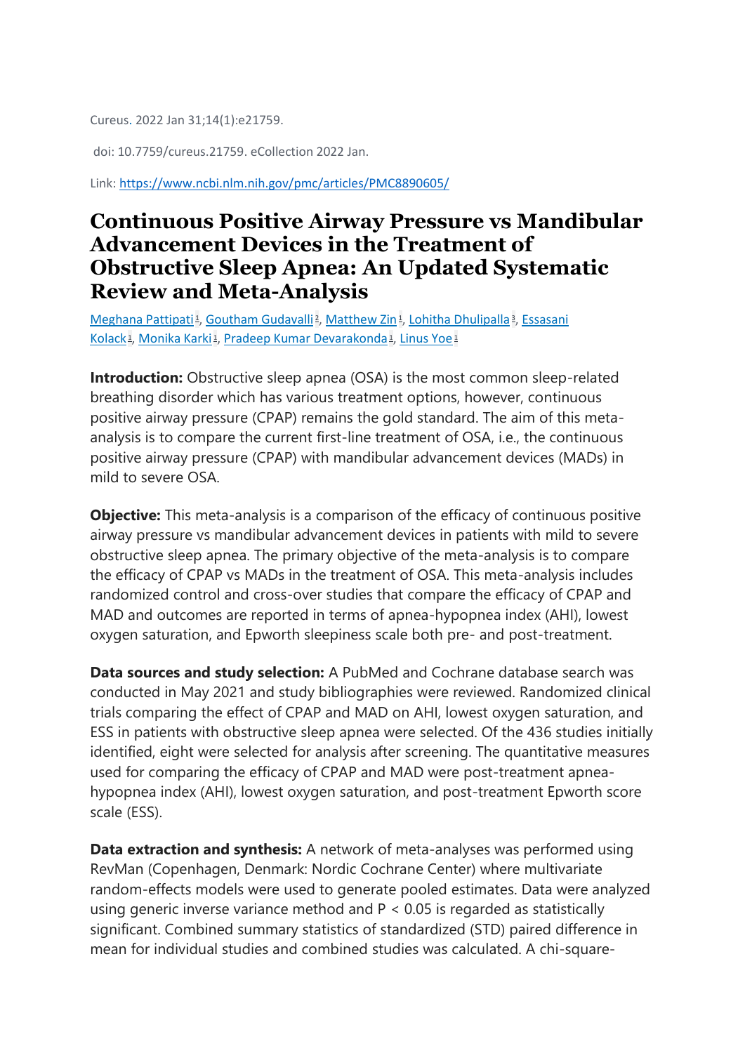Cureus. 2022 Jan 31;14(1):e21759.

doi: 10.7759/cureus.21759. eCollection 2022 Jan.

Link: [https://www.ncbi.nlm.nih.gov/pmc/articles/PMC8890605/](https://www.ncbi.nlm.nih.gov/pmc/articles/PMC8890605/)

# Continuous Positive Airway Pressure vs Mandibular Advancement Devices in the Treatment of Obstructive Sleep Apnea: An Updated Systematic Review and Meta-Analysis

Meghana Pattipati[1], Goutham Gudavalli[2], Matthew Zin[1], Lohitha Dhulipalla[3], Essasani Kolack[1], Monika Karki[1], Pradeep Kumar Devarakonda[1], Linus Yoe[1]

**Introduction:** Obstructive sleep apnea (OSA) is the most common sleep-related breathing disorder which has various treatment options, however, continuous positive airway pressure (CPAP) remains the gold standard. The aim of this meta-analysis is to compare the current first-line treatment of OSA, i.e., the continuous positive airway pressure (CPAP) with mandibular advancement devices (MADs) in mild to severe OSA.

**Objective:** This meta-analysis is a comparison of the efficacy of continuous positive airway pressure vs mandibular advancement devices in patients with mild to severe obstructive sleep apnea. The primary objective of the meta-analysis is to compare the efficacy of CPAP vs MADs in the treatment of OSA. This meta-analysis includes randomized control and cross-over studies that compare the efficacy of CPAP and MAD and outcomes are reported in terms of apnea-hypopnea index (AHI), lowest oxygen saturation, and Epworth sleepiness scale both pre- and post-treatment.

**Data sources and study selection:** A PubMed and Cochrane database search was conducted in May 2021 and study bibliographies were reviewed. Randomized clinical trials comparing the effect of CPAP and MAD on AHI, lowest oxygen saturation, and ESS in patients with obstructive sleep apnea were selected. Of the 436 studies initially identified, eight were selected for analysis after screening. The quantitative measures used for comparing the efficacy of CPAP and MAD were post-treatment apnea-hypopnea index (AHI), lowest oxygen saturation, and post-treatment Epworth score scale (ESS).

**Data extraction and synthesis:** A network of meta-analyses was performed using RevMan (Copenhagen, Denmark: Nordic Cochrane Center) where multivariate random-effects models were used to generate pooled estimates. Data were analyzed using generic inverse variance method and $P < 0.05$ is regarded as statistically significant. Combined summary statistics of standardized (STD) paired difference in mean for individual studies and combined studies was calculated. A chi-square-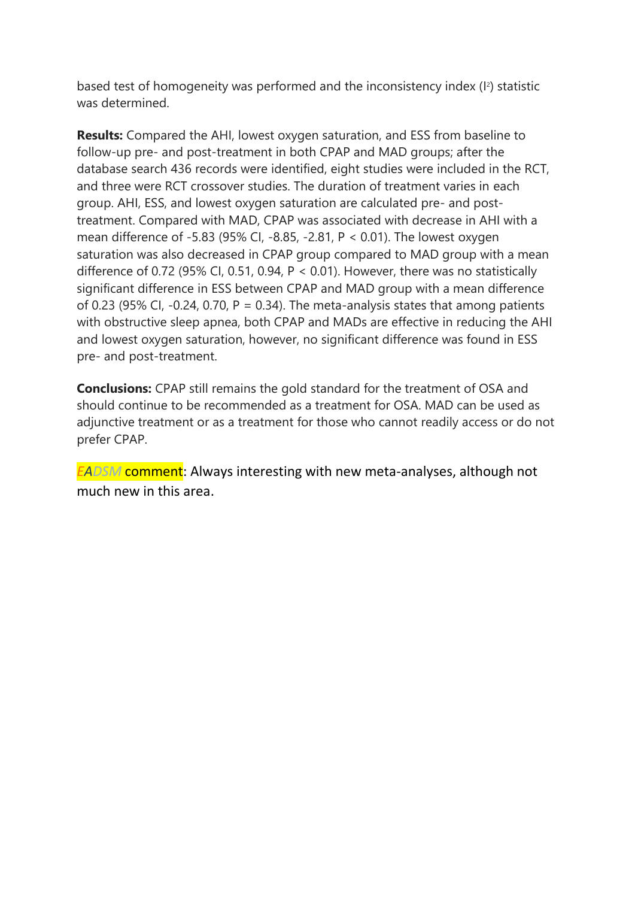based test of homogeneity was performed and the inconsistency index ($I^2$) statistic was determined.

**Results:** Compared the AHI, lowest oxygen saturation, and ESS from baseline to follow-up pre- and post-treatment in both CPAP and MAD groups; after the database search 436 records were identified, eight studies were included in the RCT, and three were RCT crossover studies. The duration of treatment varies in each group. AHI, ESS, and lowest oxygen saturation are calculated pre- and post-treatment. Compared with MAD, CPAP was associated with decrease in AHI with a mean difference of -5.83 (95% CI, -8.85, -2.81, $P < 0.01$). The lowest oxygen saturation was also decreased in CPAP group compared to MAD group with a mean difference of 0.72 (95% CI, 0.51, 0.94, $P < 0.01$). However, there was no statistically significant difference in ESS between CPAP and MAD group with a mean difference of 0.23 (95% CI, -0.24, 0.70, $P = 0.34$). The meta-analysis states that among patients with obstructive sleep apnea, both CPAP and MADs are effective in reducing the AHI and lowest oxygen saturation, however, no significant difference was found in ESS pre- and post-treatment.

**Conclusions:** CPAP still remains the gold standard for the treatment of OSA and should continue to be recommended as a treatment for OSA. MAD can be used as adjunctive treatment or as a treatment for those who cannot readily access or do not prefer CPAP.

*EADSM* comment: Always interesting with new meta-analyses, although not much new in this area.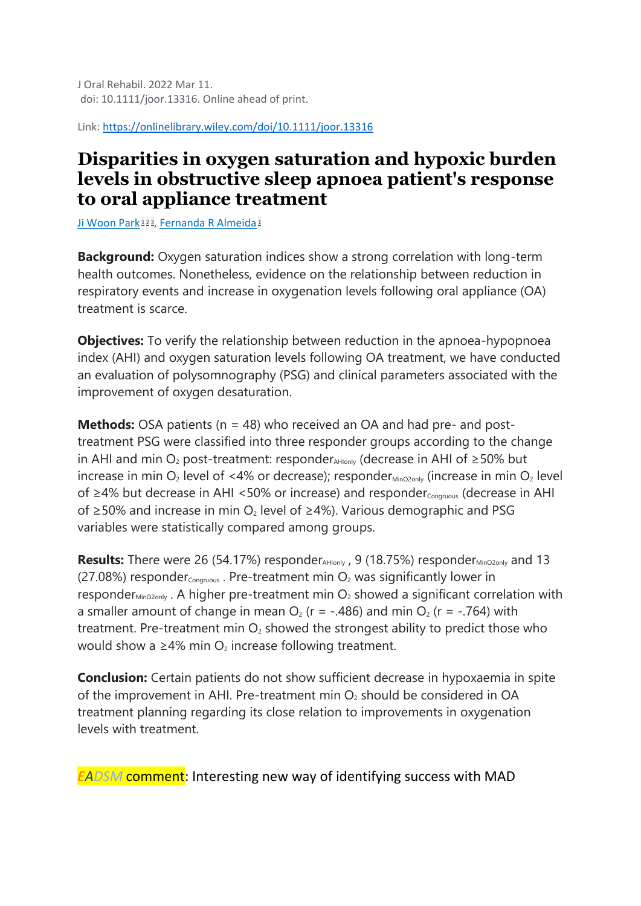J Oral Rehabil. 2022 Mar 11.
doi: 10.1111/joor.13316. Online ahead of print.

Link: https://onlinelibrary.wiley.com/doi/10.1111/joor.13316

# Disparities in oxygen saturation and hypoxic burden levels in obstructive sleep apnoea patient's response to oral appliance treatment

Ji Woon Park[1,2,3], Fernanda R Almeida[1]

**Background:** Oxygen saturation indices show a strong correlation with long-term health outcomes. Nonetheless, evidence on the relationship between reduction in respiratory events and increase in oxygenation levels following oral appliance (OA) treatment is scarce.

**Objectives:** To verify the relationship between reduction in the apnoea-hypopnoea index (AHI) and oxygen saturation levels following OA treatment, we have conducted an evaluation of polysomnography (PSG) and clinical parameters associated with the improvement of oxygen desaturation.

**Methods:** OSA patients (n = 48) who received an OA and had pre- and post-treatment PSG were classified into three responder groups according to the change in AHI and min $O_2$ post-treatment: $responder_{AHIonly}$ (decrease in AHI of ≥50% but increase in min $O_2$ level of <4% or decrease); $responder_{MinO2only}$ (increase in min $O_2$ level of ≥4% but decrease in AHI <50% or increase) and $responder_{Congruous}$ (decrease in AHI of ≥50% and increase in min $O_2$ level of ≥4%). Various demographic and PSG variables were statistically compared among groups.

**Results:** There were 26 (54.17%) $responder_{AHIonly}$ , 9 (18.75%) $responder_{MinO2only}$ and 13 (27.08%) $responder_{Congruous}$ . Pre-treatment min $O_2$ was significantly lower in $responder_{MinO2only}$ . A higher pre-treatment min $O_2$ showed a significant correlation with a smaller amount of change in mean $O_2$ ($r = -.486$) and min $O_2$ ($r = -.764$) with treatment. Pre-treatment min $O_2$ showed the strongest ability to predict those who would show a ≥4% min $O_2$ increase following treatment.

**Conclusion:** Certain patients do not show sufficient decrease in hypoxaemia in spite of the improvement in AHI. Pre-treatment min $O_2$ should be considered in OA treatment planning regarding its close relation to improvements in oxygenation levels with treatment.

EADSM comment: Interesting new way of identifying success with MAD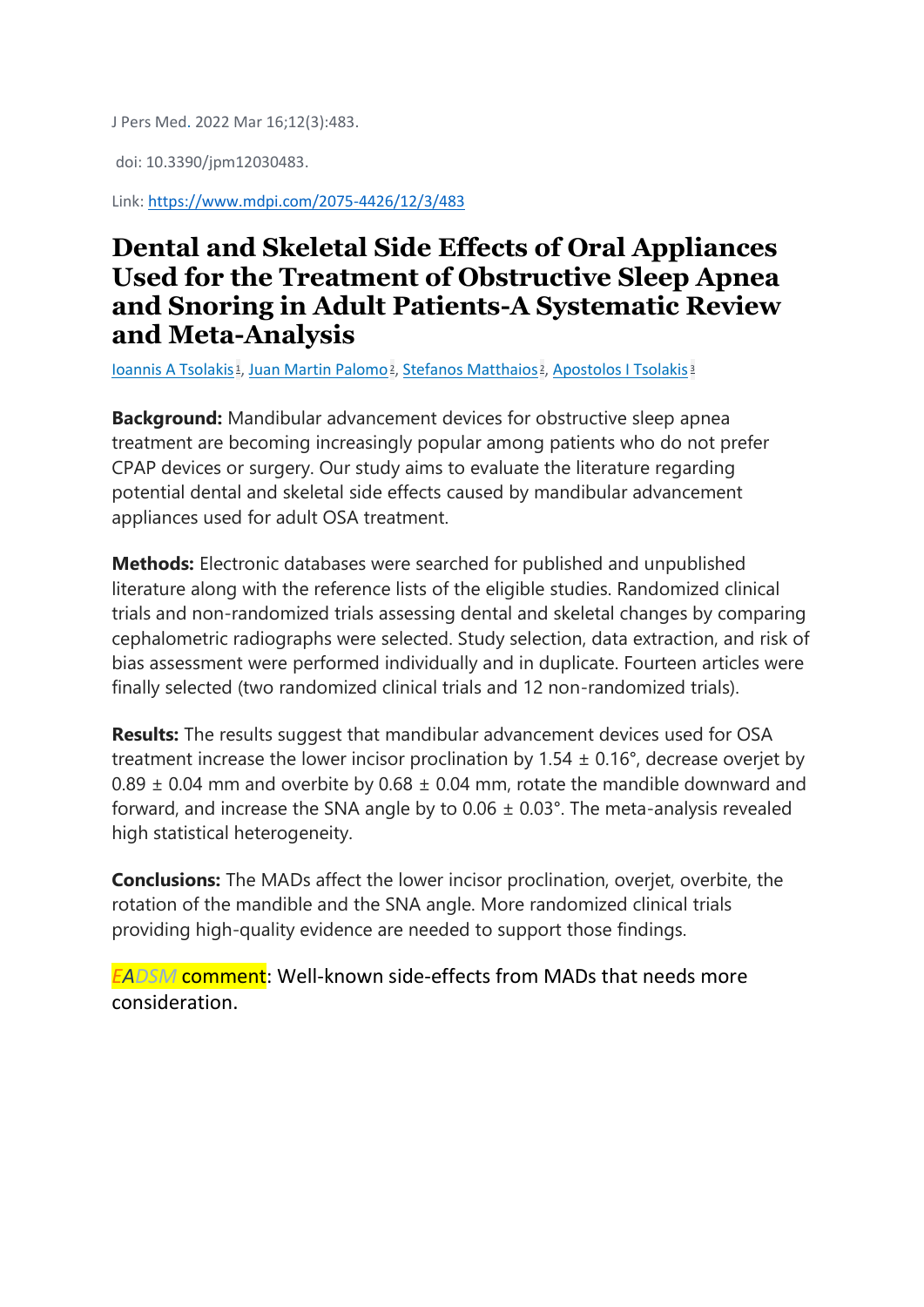J Pers Med. 2022 Mar 16;12(3):483.

doi: 10.3390/jpm12030483.

Link: https://www.mdpi.com/2075-4426/12/3/483

# Dental and Skeletal Side Effects of Oral Appliances Used for the Treatment of Obstructive Sleep Apnea and Snoring in Adult Patients-A Systematic Review and Meta-Analysis

Ioannis A Tsolakis[1], Juan Martin Palomo[2], Stefanos Matthaios[2], Apostolos I Tsolakis[3]

**Background:** Mandibular advancement devices for obstructive sleep apnea treatment are becoming increasingly popular among patients who do not prefer CPAP devices or surgery. Our study aims to evaluate the literature regarding potential dental and skeletal side effects caused by mandibular advancement appliances used for adult OSA treatment.

**Methods:** Electronic databases were searched for published and unpublished literature along with the reference lists of the eligible studies. Randomized clinical trials and non-randomized trials assessing dental and skeletal changes by comparing cephalometric radiographs were selected. Study selection, data extraction, and risk of bias assessment were performed individually and in duplicate. Fourteen articles were finally selected (two randomized clinical trials and 12 non-randomized trials).

**Results:** The results suggest that mandibular advancement devices used for OSA treatment increase the lower incisor proclination by 1.54 ± 0.16°, decrease overjet by 0.89 ± 0.04 mm and overbite by 0.68 ± 0.04 mm, rotate the mandible downward and forward, and increase the SNA angle by to 0.06 ± 0.03°. The meta-analysis revealed high statistical heterogeneity.

**Conclusions:** The MADs affect the lower incisor proclination, overjet, overbite, the rotation of the mandible and the SNA angle. More randomized clinical trials providing high-quality evidence are needed to support those findings.

*EADSM* comment: Well-known side-effects from MADs that needs more consideration.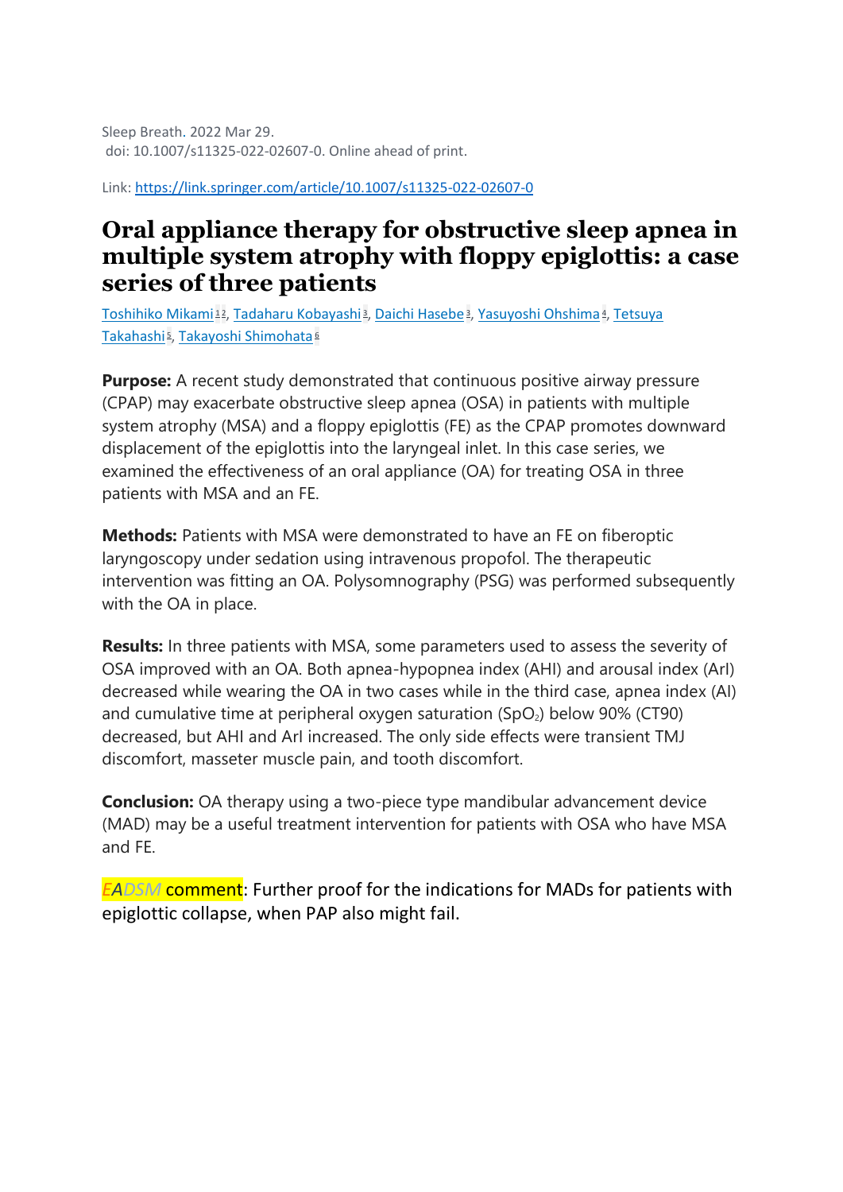Sleep Breath. 2022 Mar 29.
doi: 10.1007/s11325-022-02607-0. Online ahead of print.

Link: https://link.springer.com/article/10.1007/s11325-022-02607-0

# Oral appliance therapy for obstructive sleep apnea in multiple system atrophy with floppy epiglottis: a case series of three patients

Toshihiko Mikami[1,2], Tadaharu Kobayashi[3], Daichi Hasebe[3], Yasuyoshi Ohshima[4], Tetsuya Takahashi[5], Takayoshi Shimohata[6]

**Purpose:** A recent study demonstrated that continuous positive airway pressure (CPAP) may exacerbate obstructive sleep apnea (OSA) in patients with multiple system atrophy (MSA) and a floppy epiglottis (FE) as the CPAP promotes downward displacement of the epiglottis into the laryngeal inlet. In this case series, we examined the effectiveness of an oral appliance (OA) for treating OSA in three patients with MSA and an FE.

**Methods:** Patients with MSA were demonstrated to have an FE on fiberoptic laryngoscopy under sedation using intravenous propofol. The therapeutic intervention was fitting an OA. Polysomnography (PSG) was performed subsequently with the OA in place.

**Results:** In three patients with MSA, some parameters used to assess the severity of OSA improved with an OA. Both apnea-hypopnea index (AHI) and arousal index (ArI) decreased while wearing the OA in two cases while in the third case, apnea index (AI) and cumulative time at peripheral oxygen saturation ($SpO_2$) below 90% (CT90) decreased, but AHI and ArI increased. The only side effects were transient TMJ discomfort, masseter muscle pain, and tooth discomfort.

**Conclusion:** OA therapy using a two-piece type mandibular advancement device (MAD) may be a useful treatment intervention for patients with OSA who have MSA and FE.

*EADSM* comment: Further proof for the indications for MADs for patients with epiglottic collapse, when PAP also might fail.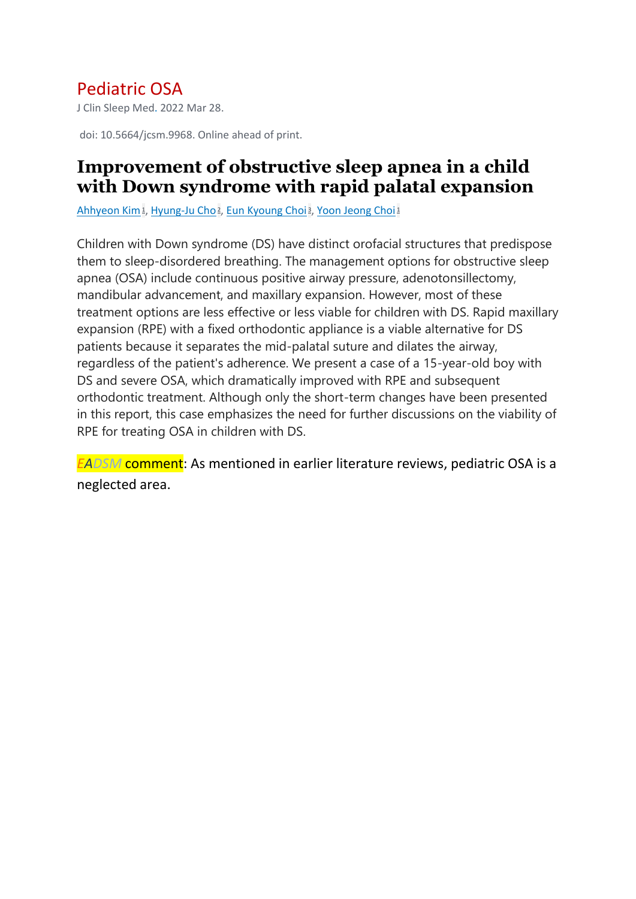## Pediatric OSA

J Clin Sleep Med. 2022 Mar 28.

doi: 10.5664/jcsm.9968. Online ahead of print.

# Improvement of obstructive sleep apnea in a child with Down syndrome with rapid palatal expansion

Ahhyeon Kim[1], Hyung-Ju Cho[2], Eun Kyoung Choi[3], Yoon Jeong Choi[1]

Children with Down syndrome (DS) have distinct orofacial structures that predispose them to sleep-disordered breathing. The management options for obstructive sleep apnea (OSA) include continuous positive airway pressure, adenotonsillectomy, mandibular advancement, and maxillary expansion. However, most of these treatment options are less effective or less viable for children with DS. Rapid maxillary expansion (RPE) with a fixed orthodontic appliance is a viable alternative for DS patients because it separates the mid-palatal suture and dilates the airway, regardless of the patient's adherence. We present a case of a 15-year-old boy with DS and severe OSA, which dramatically improved with RPE and subsequent orthodontic treatment. Although only the short-term changes have been presented in this report, this case emphasizes the need for further discussions on the viability of RPE for treating OSA in children with DS.

*EADSM* comment: As mentioned in earlier literature reviews, pediatric OSA is a neglected area.